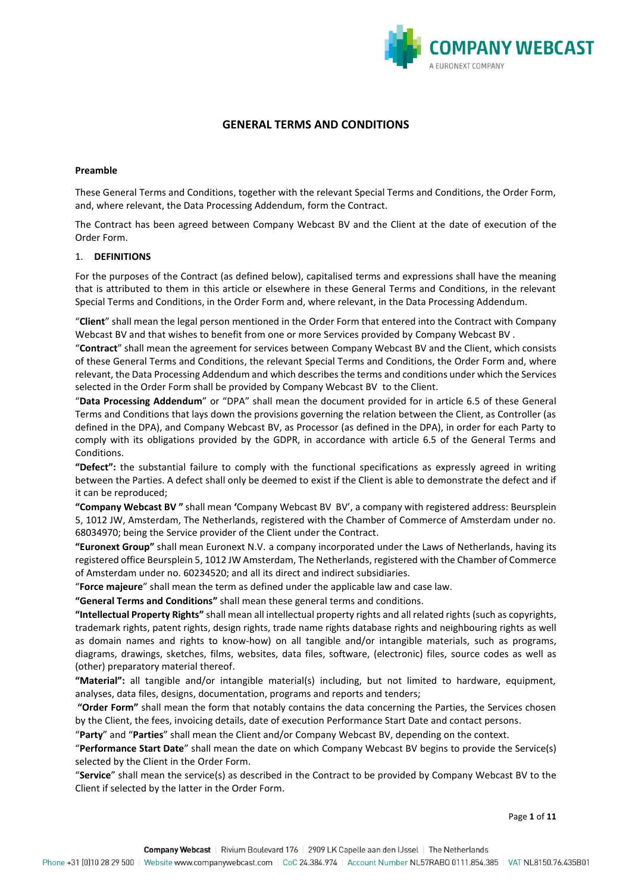## GENERAL TERMS AND CONDITIONS

**Preamble**

These General Terms and Conditions, together with the relevant Special Terms and Conditions, the Order Form, and, where relevant, the Data Processing Addendum, form the Contract.

The Contract has been agreed between Company Webcast BV and the Client at the date of execution of the Order Form.

### 1. DEFINITIONS

For the purposes of the Contract (as defined below), capitalised terms and expressions shall have the meaning that is attributed to them in this article or elsewhere in these General Terms and Conditions, in the relevant Special Terms and Conditions, in the Order Form and, where relevant, in the Data Processing Addendum.

"**Client**" shall mean the legal person mentioned in the Order Form that entered into the Contract with Company Webcast BV and that wishes to benefit from one or more Services provided by Company Webcast BV .

"**Contract**" shall mean the agreement for services between Company Webcast BV and the Client, which consists of these General Terms and Conditions, the relevant Special Terms and Conditions, the Order Form and, where relevant, the Data Processing Addendum and which describes the terms and conditions under which the Services selected in the Order Form shall be provided by Company Webcast BV to the Client.

"**Data Processing Addendum**" or "DPA" shall mean the document provided for in article 6.5 of these General Terms and Conditions that lays down the provisions governing the relation between the Client, as Controller (as defined in the DPA), and Company Webcast BV, as Processor (as defined in the DPA), in order for each Party to comply with its obligations provided by the GDPR, in accordance with article 6.5 of the General Terms and Conditions.

**"Defect":** the substantial failure to comply with the functional specifications as expressly agreed in writing between the Parties. A defect shall only be deemed to exist if the Client is able to demonstrate the defect and if it can be reproduced;

**"Company Webcast BV "** shall mean **'**Company Webcast BV BV', a company with registered address: Beursplein 5, 1012 JW, Amsterdam, The Netherlands, registered with the Chamber of Commerce of Amsterdam under no. 68034970; being the Service provider of the Client under the Contract.

**"Euronext Group"** shall mean Euronext N.V. a company incorporated under the Laws of Netherlands, having its registered office Beursplein 5, 1012 JW Amsterdam, The Netherlands, registered with the Chamber of Commerce of Amsterdam under no. 60234520; and all its direct and indirect subsidiaries.

"**Force majeure**" shall mean the term as defined under the applicable law and case law.

**"General Terms and Conditions"** shall mean these general terms and conditions.

**"Intellectual Property Rights"** shall mean all intellectual property rights and all related rights (such as copyrights, trademark rights, patent rights, design rights, trade name rights database rights and neighbouring rights as well as domain names and rights to know-how) on all tangible and/or intangible materials, such as programs, diagrams, drawings, sketches, films, websites, data files, software, (electronic) files, source codes as well as (other) preparatory material thereof.

**"Material":** all tangible and/or intangible material(s) including, but not limited to hardware, equipment, analyses, data files, designs, documentation, programs and reports and tenders;

**"Order Form"** shall mean the form that notably contains the data concerning the Parties, the Services chosen by the Client, the fees, invoicing details, date of execution Performance Start Date and contact persons.

"**Party**" and "**Parties**" shall mean the Client and/or Company Webcast BV, depending on the context.

"**Performance Start Date**" shall mean the date on which Company Webcast BV begins to provide the Service(s) selected by the Client in the Order Form.

"**Service**" shall mean the service(s) as described in the Contract to be provided by Company Webcast BV to the Client if selected by the latter in the Order Form.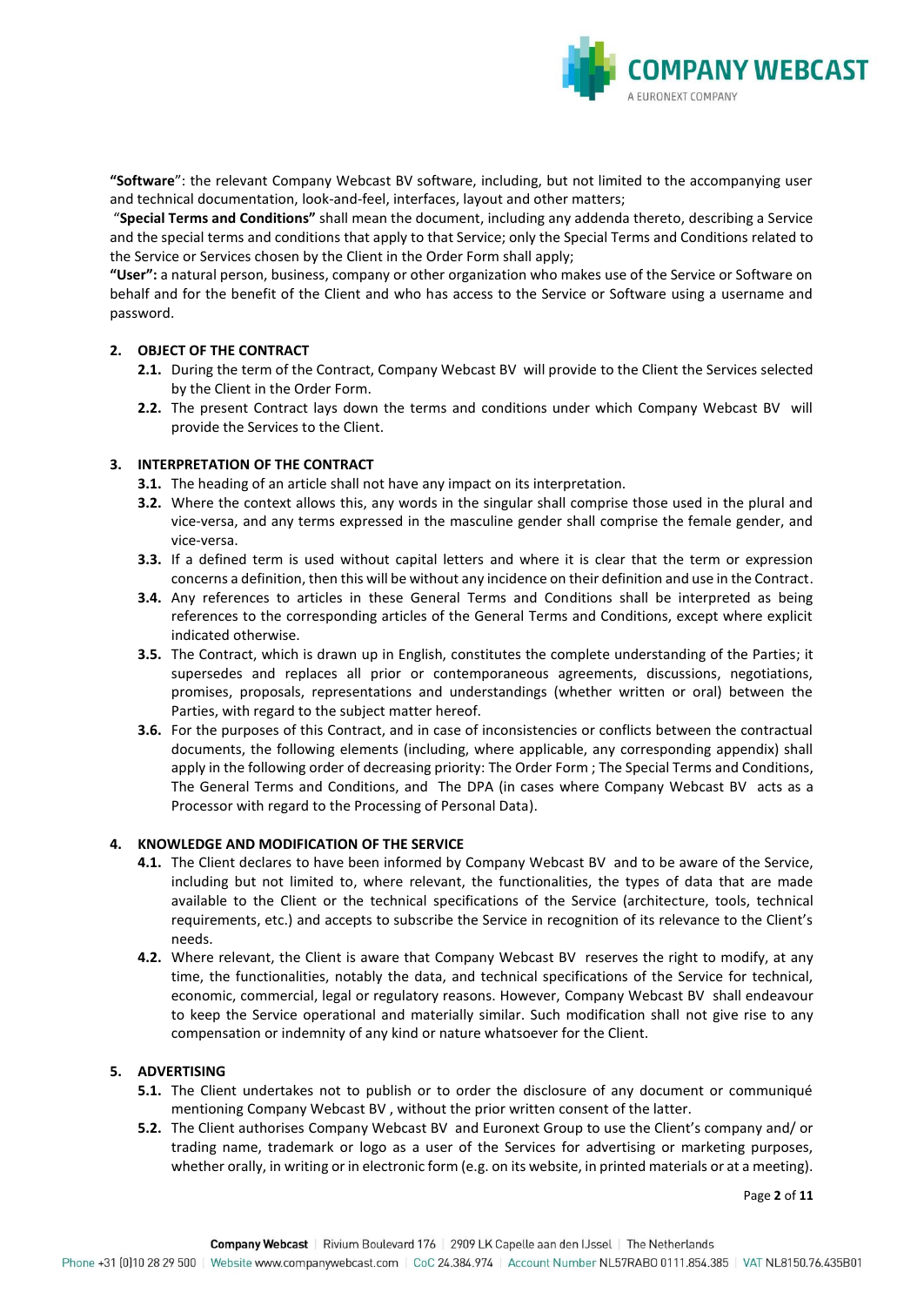**"Software"**: the relevant Company Webcast BV software, including, but not limited to the accompanying user and technical documentation, look-and-feel, interfaces, layout and other matters;

"**Special Terms and Conditions"** shall mean the document, including any addenda thereto, describing a Service and the special terms and conditions that apply to that Service; only the Special Terms and Conditions related to the Service or Services chosen by the Client in the Order Form shall apply;

**"User":** a natural person, business, company or other organization who makes use of the Service or Software on behalf and for the benefit of the Client and who has access to the Service or Software using a username and password.

## 2. OBJECT OF THE CONTRACT

**2.1.** During the term of the Contract, Company Webcast BV will provide to the Client the Services selected by the Client in the Order Form.

**2.2.** The present Contract lays down the terms and conditions under which Company Webcast BV will provide the Services to the Client.

## 3. INTERPRETATION OF THE CONTRACT

**3.1.** The heading of an article shall not have any impact on its interpretation.

**3.2.** Where the context allows this, any words in the singular shall comprise those used in the plural and vice-versa, and any terms expressed in the masculine gender shall comprise the female gender, and vice-versa.

**3.3.** If a defined term is used without capital letters and where it is clear that the term or expression concerns a definition, then this will be without any incidence on their definition and use in the Contract.

**3.4.** Any references to articles in these General Terms and Conditions shall be interpreted as being references to the corresponding articles of the General Terms and Conditions, except where explicit indicated otherwise.

**3.5.** The Contract, which is drawn up in English, constitutes the complete understanding of the Parties; it supersedes and replaces all prior or contemporaneous agreements, discussions, negotiations, promises, proposals, representations and understandings (whether written or oral) between the Parties, with regard to the subject matter hereof.

**3.6.** For the purposes of this Contract, and in case of inconsistencies or conflicts between the contractual documents, the following elements (including, where applicable, any corresponding appendix) shall apply in the following order of decreasing priority: The Order Form ; The Special Terms and Conditions, The General Terms and Conditions, and The DPA (in cases where Company Webcast BV acts as a Processor with regard to the Processing of Personal Data).

## 4. KNOWLEDGE AND MODIFICATION OF THE SERVICE

**4.1.** The Client declares to have been informed by Company Webcast BV and to be aware of the Service, including but not limited to, where relevant, the functionalities, the types of data that are made available to the Client or the technical specifications of the Service (architecture, tools, technical requirements, etc.) and accepts to subscribe the Service in recognition of its relevance to the Client's needs.

**4.2.** Where relevant, the Client is aware that Company Webcast BV reserves the right to modify, at any time, the functionalities, notably the data, and technical specifications of the Service for technical, economic, commercial, legal or regulatory reasons. However, Company Webcast BV shall endeavour to keep the Service operational and materially similar. Such modification shall not give rise to any compensation or indemnity of any kind or nature whatsoever for the Client.

## 5. ADVERTISING

**5.1.** The Client undertakes not to publish or to order the disclosure of any document or communiqué mentioning Company Webcast BV , without the prior written consent of the latter.

**5.2.** The Client authorises Company Webcast BV and Euronext Group to use the Client's company and/ or trading name, trademark or logo as a user of the Services for advertising or marketing purposes, whether orally, in writing or in electronic form (e.g. on its website, in printed materials or at a meeting).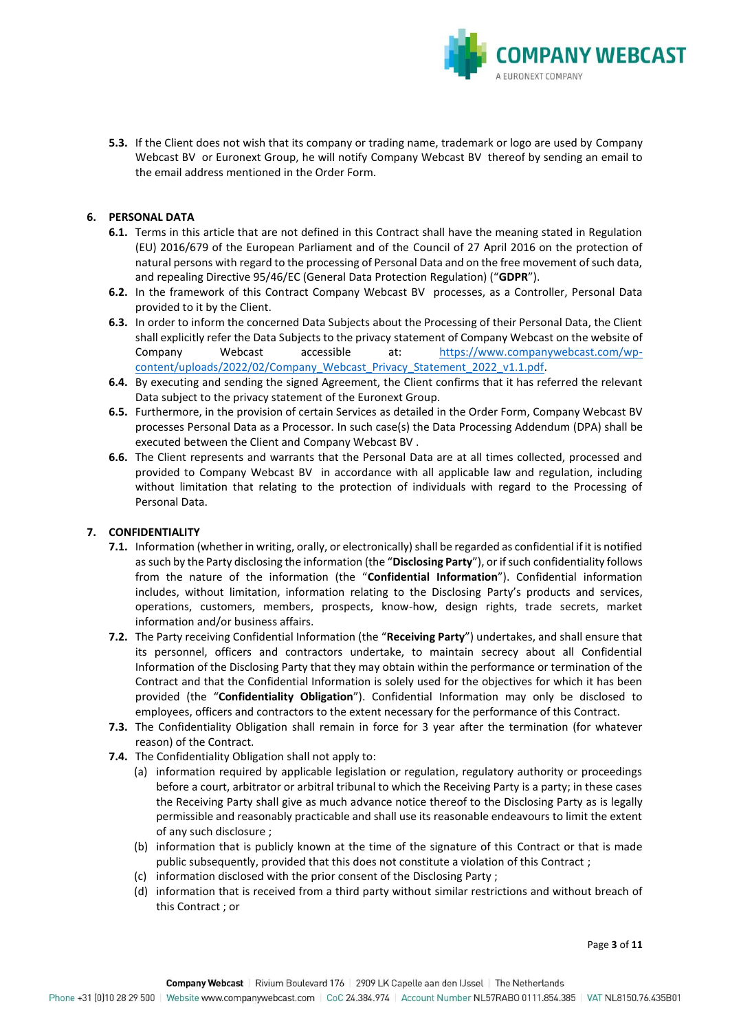**5.3.** If the Client does not wish that its company or trading name, trademark or logo are used by Company Webcast BV or Euronext Group, he will notify Company Webcast BV thereof by sending an email to the email address mentioned in the Order Form.

## 6. PERSONAL DATA

**6.1.** Terms in this article that are not defined in this Contract shall have the meaning stated in Regulation (EU) 2016/679 of the European Parliament and of the Council of 27 April 2016 on the protection of natural persons with regard to the processing of Personal Data and on the free movement of such data, and repealing Directive 95/46/EC (General Data Protection Regulation) ("**GDPR**").

**6.2.** In the framework of this Contract Company Webcast BV processes, as a Controller, Personal Data provided to it by the Client.

**6.3.** In order to inform the concerned Data Subjects about the Processing of their Personal Data, the Client shall explicitly refer the Data Subjects to the privacy statement of Company Webcast on the website of Company Webcast accessible at: https://www.companywebcast.com/wp-content/uploads/2022/02/Company_Webcast_Privacy_Statement_2022_v1.1.pdf.

**6.4.** By executing and sending the signed Agreement, the Client confirms that it has referred the relevant Data subject to the privacy statement of the Euronext Group.

**6.5.** Furthermore, in the provision of certain Services as detailed in the Order Form, Company Webcast BV processes Personal Data as a Processor. In such case(s) the Data Processing Addendum (DPA) shall be executed between the Client and Company Webcast BV .

**6.6.** The Client represents and warrants that the Personal Data are at all times collected, processed and provided to Company Webcast BV in accordance with all applicable law and regulation, including without limitation that relating to the protection of individuals with regard to the Processing of Personal Data.

## 7. CONFIDENTIALITY

**7.1.** Information (whether in writing, orally, or electronically) shall be regarded as confidential if it is notified as such by the Party disclosing the information (the "**Disclosing Party**"), or if such confidentiality follows from the nature of the information (the "**Confidential Information**"). Confidential information includes, without limitation, information relating to the Disclosing Party's products and services, operations, customers, members, prospects, know-how, design rights, trade secrets, market information and/or business affairs.

**7.2.** The Party receiving Confidential Information (the "**Receiving Party**") undertakes, and shall ensure that its personnel, officers and contractors undertake, to maintain secrecy about all Confidential Information of the Disclosing Party that they may obtain within the performance or termination of the Contract and that the Confidential Information is solely used for the objectives for which it has been provided (the "**Confidentiality Obligation**"). Confidential Information may only be disclosed to employees, officers and contractors to the extent necessary for the performance of this Contract.

**7.3.** The Confidentiality Obligation shall remain in force for 3 year after the termination (for whatever reason) of the Contract.

**7.4.** The Confidentiality Obligation shall not apply to:

(a) information required by applicable legislation or regulation, regulatory authority or proceedings before a court, arbitrator or arbitral tribunal to which the Receiving Party is a party; in these cases the Receiving Party shall give as much advance notice thereof to the Disclosing Party as is legally permissible and reasonably practicable and shall use its reasonable endeavours to limit the extent of any such disclosure ;

(b) information that is publicly known at the time of the signature of this Contract or that is made public subsequently, provided that this does not constitute a violation of this Contract ;

(c) information disclosed with the prior consent of the Disclosing Party ;

(d) information that is received from a third party without similar restrictions and without breach of this Contract ; or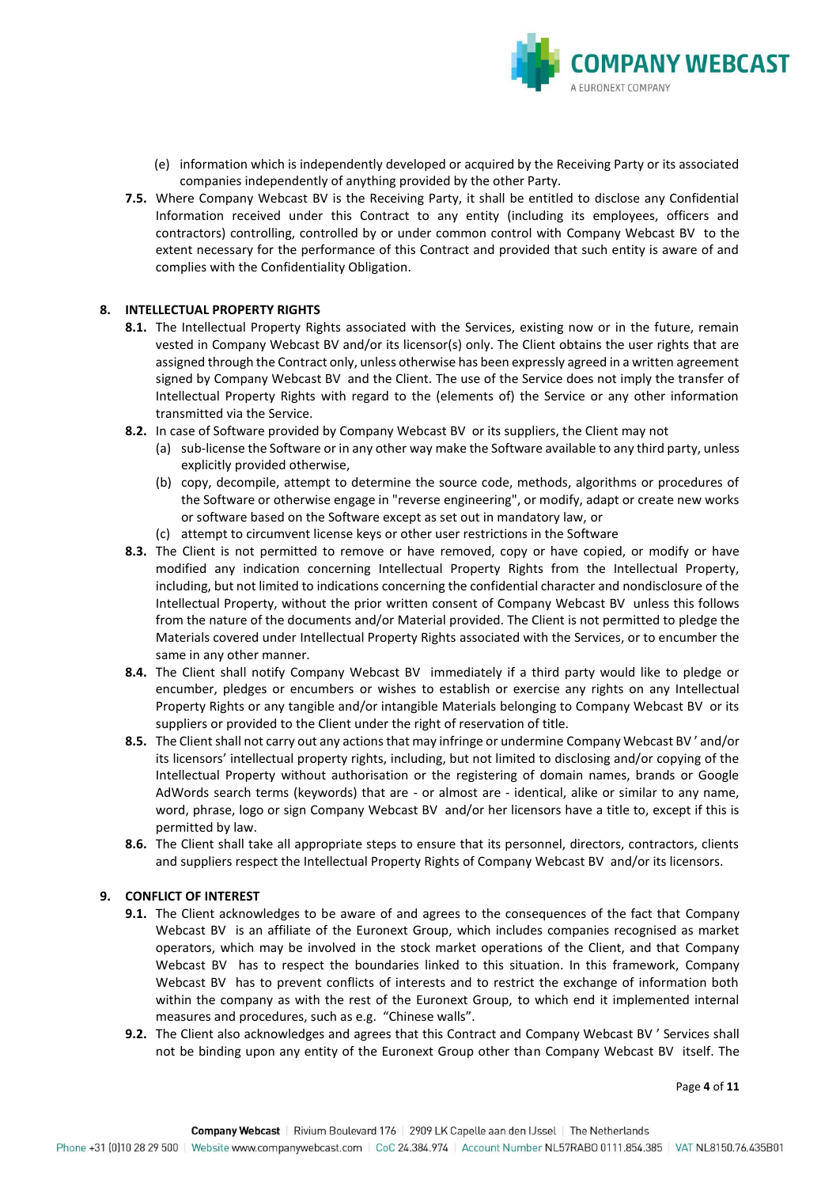(e) information which is independently developed or acquired by the Receiving Party or its associated companies independently of anything provided by the other Party.

**7.5.** Where Company Webcast BV is the Receiving Party, it shall be entitled to disclose any Confidential Information received under this Contract to any entity (including its employees, officers and contractors) controlling, controlled by or under common control with Company Webcast BV to the extent necessary for the performance of this Contract and provided that such entity is aware of and complies with the Confidentiality Obligation.

## 8. INTELLECTUAL PROPERTY RIGHTS

**8.1.** The Intellectual Property Rights associated with the Services, existing now or in the future, remain vested in Company Webcast BV and/or its licensor(s) only. The Client obtains the user rights that are assigned through the Contract only, unless otherwise has been expressly agreed in a written agreement signed by Company Webcast BV and the Client. The use of the Service does not imply the transfer of Intellectual Property Rights with regard to the (elements of) the Service or any other information transmitted via the Service.

**8.2.** In case of Software provided by Company Webcast BV or its suppliers, the Client may not

(a) sub-license the Software or in any other way make the Software available to any third party, unless explicitly provided otherwise,

(b) copy, decompile, attempt to determine the source code, methods, algorithms or procedures of the Software or otherwise engage in "reverse engineering", or modify, adapt or create new works or software based on the Software except as set out in mandatory law, or

(c) attempt to circumvent license keys or other user restrictions in the Software

**8.3.** The Client is not permitted to remove or have removed, copy or have copied, or modify or have modified any indication concerning Intellectual Property Rights from the Intellectual Property, including, but not limited to indications concerning the confidential character and nondisclosure of the Intellectual Property, without the prior written consent of Company Webcast BV unless this follows from the nature of the documents and/or Material provided. The Client is not permitted to pledge the Materials covered under Intellectual Property Rights associated with the Services, or to encumber the same in any other manner.

**8.4.** The Client shall notify Company Webcast BV immediately if a third party would like to pledge or encumber, pledges or encumbers or wishes to establish or exercise any rights on any Intellectual Property Rights or any tangible and/or intangible Materials belonging to Company Webcast BV or its suppliers or provided to the Client under the right of reservation of title.

**8.5.** The Client shall not carry out any actions that may infringe or undermine Company Webcast BV ' and/or its licensors' intellectual property rights, including, but not limited to disclosing and/or copying of the Intellectual Property without authorisation or the registering of domain names, brands or Google AdWords search terms (keywords) that are - or almost are - identical, alike or similar to any name, word, phrase, logo or sign Company Webcast BV and/or her licensors have a title to, except if this is permitted by law.

**8.6.** The Client shall take all appropriate steps to ensure that its personnel, directors, contractors, clients and suppliers respect the Intellectual Property Rights of Company Webcast BV and/or its licensors.

## 9. CONFLICT OF INTEREST

**9.1.** The Client acknowledges to be aware of and agrees to the consequences of the fact that Company Webcast BV is an affiliate of the Euronext Group, which includes companies recognised as market operators, which may be involved in the stock market operations of the Client, and that Company Webcast BV has to respect the boundaries linked to this situation. In this framework, Company Webcast BV has to prevent conflicts of interests and to restrict the exchange of information both within the company as with the rest of the Euronext Group, to which end it implemented internal measures and procedures, such as e.g. "Chinese walls".

**9.2.** The Client also acknowledges and agrees that this Contract and Company Webcast BV ' Services shall not be binding upon any entity of the Euronext Group other than Company Webcast BV itself. The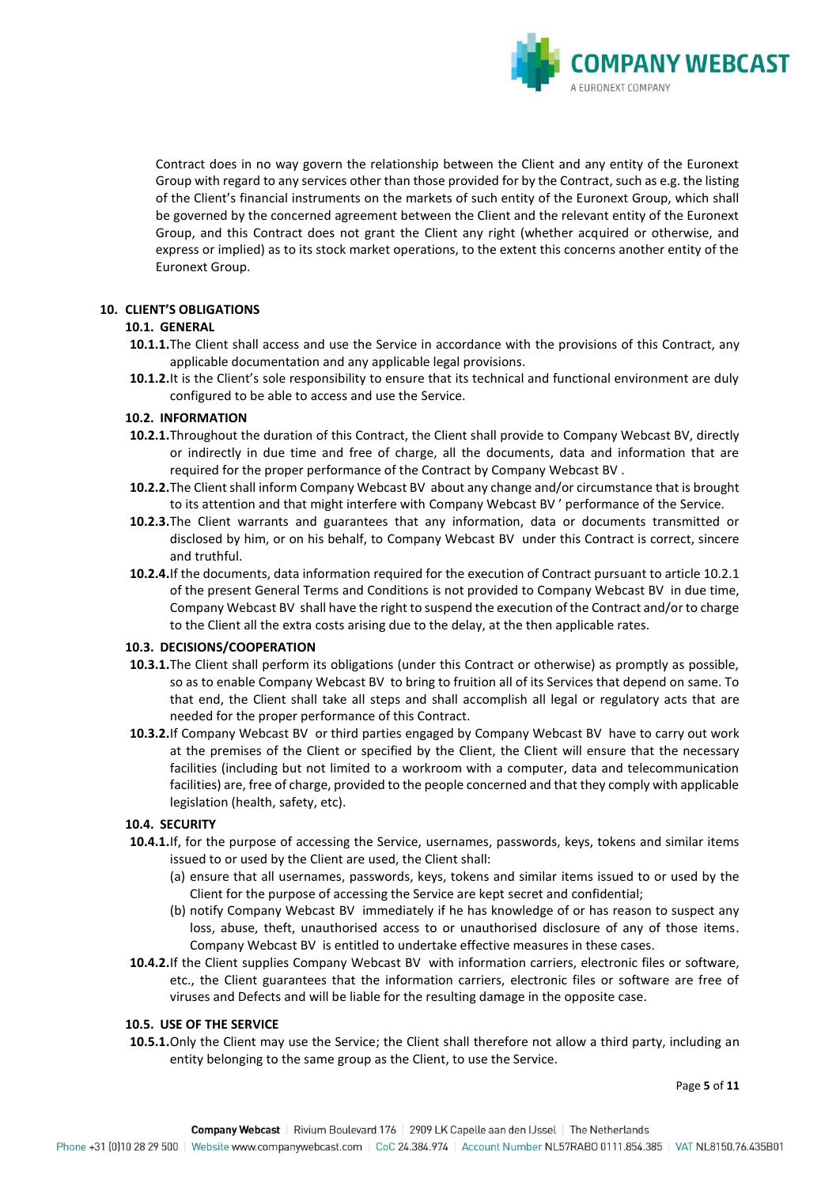Contract does in no way govern the relationship between the Client and any entity of the Euronext Group with regard to any services other than those provided for by the Contract, such as e.g. the listing of the Client's financial instruments on the markets of such entity of the Euronext Group, which shall be governed by the concerned agreement between the Client and the relevant entity of the Euronext Group, and this Contract does not grant the Client any right (whether acquired or otherwise, and express or implied) as to its stock market operations, to the extent this concerns another entity of the Euronext Group.

## 10. CLIENT'S OBLIGATIONS

### 10.1. GENERAL

**10.1.1.** The Client shall access and use the Service in accordance with the provisions of this Contract, any applicable documentation and any applicable legal provisions.

**10.1.2.** It is the Client's sole responsibility to ensure that its technical and functional environment are duly configured to be able to access and use the Service.

### 10.2. INFORMATION

**10.2.1.** Throughout the duration of this Contract, the Client shall provide to Company Webcast BV, directly or indirectly in due time and free of charge, all the documents, data and information that are required for the proper performance of the Contract by Company Webcast BV .

**10.2.2.** The Client shall inform Company Webcast BV about any change and/or circumstance that is brought to its attention and that might interfere with Company Webcast BV ' performance of the Service.

**10.2.3.** The Client warrants and guarantees that any information, data or documents transmitted or disclosed by him, or on his behalf, to Company Webcast BV under this Contract is correct, sincere and truthful.

**10.2.4.** If the documents, data information required for the execution of Contract pursuant to article 10.2.1 of the present General Terms and Conditions is not provided to Company Webcast BV in due time, Company Webcast BV shall have the right to suspend the execution of the Contract and/or to charge to the Client all the extra costs arising due to the delay, at the then applicable rates.

### 10.3. DECISIONS/COOPERATION

**10.3.1.** The Client shall perform its obligations (under this Contract or otherwise) as promptly as possible, so as to enable Company Webcast BV to bring to fruition all of its Services that depend on same. To that end, the Client shall take all steps and shall accomplish all legal or regulatory acts that are needed for the proper performance of this Contract.

**10.3.2.** If Company Webcast BV or third parties engaged by Company Webcast BV have to carry out work at the premises of the Client or specified by the Client, the Client will ensure that the necessary facilities (including but not limited to a workroom with a computer, data and telecommunication facilities) are, free of charge, provided to the people concerned and that they comply with applicable legislation (health, safety, etc).

### 10.4. SECURITY

**10.4.1.** If, for the purpose of accessing the Service, usernames, passwords, keys, tokens and similar items issued to or used by the Client are used, the Client shall:

(a) ensure that all usernames, passwords, keys, tokens and similar items issued to or used by the Client for the purpose of accessing the Service are kept secret and confidential;

(b) notify Company Webcast BV immediately if he has knowledge of or has reason to suspect any loss, abuse, theft, unauthorised access to or unauthorised disclosure of any of those items. Company Webcast BV is entitled to undertake effective measures in these cases.

**10.4.2.** If the Client supplies Company Webcast BV with information carriers, electronic files or software, etc., the Client guarantees that the information carriers, electronic files or software are free of viruses and Defects and will be liable for the resulting damage in the opposite case.

### 10.5. USE OF THE SERVICE

**10.5.1.** Only the Client may use the Service; the Client shall therefore not allow a third party, including an entity belonging to the same group as the Client, to use the Service.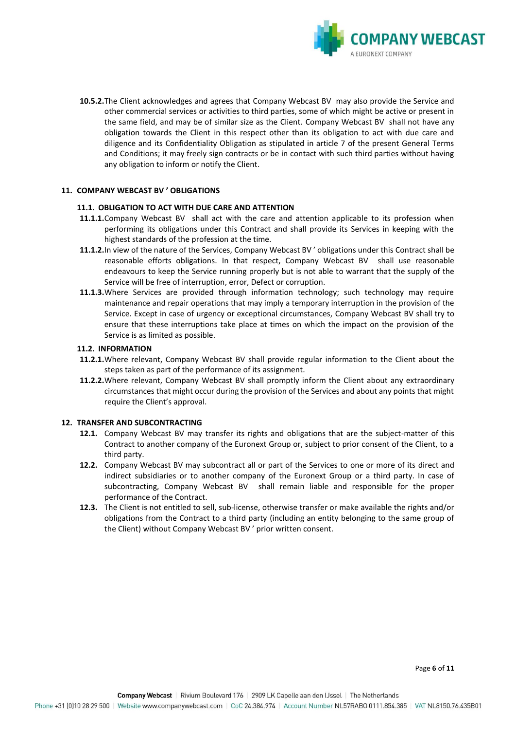**10.5.2.** The Client acknowledges and agrees that Company Webcast BV may also provide the Service and other commercial services or activities to third parties, some of which might be active or present in the same field, and may be of similar size as the Client. Company Webcast BV shall not have any obligation towards the Client in this respect other than its obligation to act with due care and diligence and its Confidentiality Obligation as stipulated in article 7 of the present General Terms and Conditions; it may freely sign contracts or be in contact with such third parties without having any obligation to inform or notify the Client.

## 11. COMPANY WEBCAST BV ' OBLIGATIONS

### 11.1. OBLIGATION TO ACT WITH DUE CARE AND ATTENTION

**11.1.1.** Company Webcast BV shall act with the care and attention applicable to its profession when performing its obligations under this Contract and shall provide its Services in keeping with the highest standards of the profession at the time.

**11.1.2.** In view of the nature of the Services, Company Webcast BV ' obligations under this Contract shall be reasonable efforts obligations. In that respect, Company Webcast BV shall use reasonable endeavours to keep the Service running properly but is not able to warrant that the supply of the Service will be free of interruption, error, Defect or corruption.

**11.1.3.** Where Services are provided through information technology; such technology may require maintenance and repair operations that may imply a temporary interruption in the provision of the Service. Except in case of urgency or exceptional circumstances, Company Webcast BV shall try to ensure that these interruptions take place at times on which the impact on the provision of the Service is as limited as possible.

### 11.2. INFORMATION

**11.2.1.** Where relevant, Company Webcast BV shall provide regular information to the Client about the steps taken as part of the performance of its assignment.

**11.2.2.** Where relevant, Company Webcast BV shall promptly inform the Client about any extraordinary circumstances that might occur during the provision of the Services and about any points that might require the Client's approval.

## 12. TRANSFER AND SUBCONTRACTING

**12.1.** Company Webcast BV may transfer its rights and obligations that are the subject-matter of this Contract to another company of the Euronext Group or, subject to prior consent of the Client, to a third party.

**12.2.** Company Webcast BV may subcontract all or part of the Services to one or more of its direct and indirect subsidiaries or to another company of the Euronext Group or a third party. In case of subcontracting, Company Webcast BV shall remain liable and responsible for the proper performance of the Contract.

**12.3.** The Client is not entitled to sell, sub-license, otherwise transfer or make available the rights and/or obligations from the Contract to a third party (including an entity belonging to the same group of the Client) without Company Webcast BV ' prior written consent.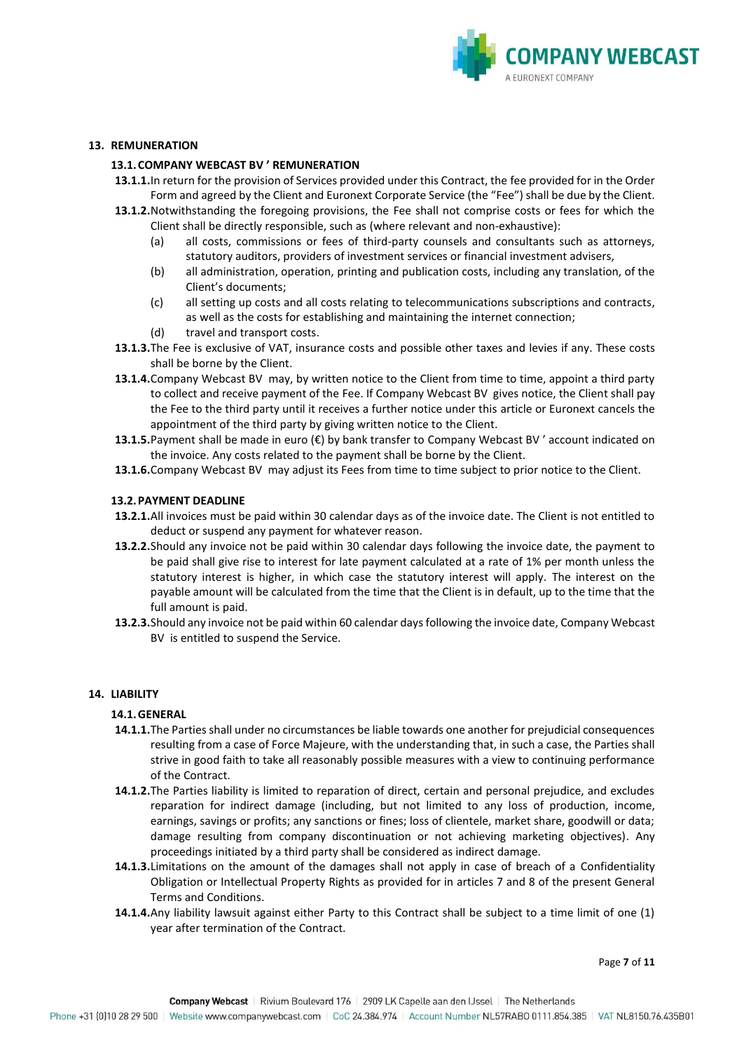## 13. REMUNERATION

### 13.1. COMPANY WEBCAST BV ' REMUNERATION

**13.1.1.** In return for the provision of Services provided under this Contract, the fee provided for in the Order Form and agreed by the Client and Euronext Corporate Service (the "Fee") shall be due by the Client.

**13.1.2.** Notwithstanding the foregoing provisions, the Fee shall not comprise costs or fees for which the Client shall be directly responsible, such as (where relevant and non-exhaustive):

- (a) all costs, commissions or fees of third-party counsels and consultants such as attorneys, statutory auditors, providers of investment services or financial investment advisers,
- (b) all administration, operation, printing and publication costs, including any translation, of the Client's documents;
- (c) all setting up costs and all costs relating to telecommunications subscriptions and contracts, as well as the costs for establishing and maintaining the internet connection;
- (d) travel and transport costs.

**13.1.3.** The Fee is exclusive of VAT, insurance costs and possible other taxes and levies if any. These costs shall be borne by the Client.

**13.1.4.** Company Webcast BV may, by written notice to the Client from time to time, appoint a third party to collect and receive payment of the Fee. If Company Webcast BV gives notice, the Client shall pay the Fee to the third party until it receives a further notice under this article or Euronext cancels the appointment of the third party by giving written notice to the Client.

**13.1.5.** Payment shall be made in euro (€) by bank transfer to Company Webcast BV ' account indicated on the invoice. Any costs related to the payment shall be borne by the Client.

**13.1.6.** Company Webcast BV may adjust its Fees from time to time subject to prior notice to the Client.

### 13.2. PAYMENT DEADLINE

**13.2.1.** All invoices must be paid within 30 calendar days as of the invoice date. The Client is not entitled to deduct or suspend any payment for whatever reason.

**13.2.2.** Should any invoice not be paid within 30 calendar days following the invoice date, the payment to be paid shall give rise to interest for late payment calculated at a rate of 1% per month unless the statutory interest is higher, in which case the statutory interest will apply. The interest on the payable amount will be calculated from the time that the Client is in default, up to the time that the full amount is paid.

**13.2.3.** Should any invoice not be paid within 60 calendar days following the invoice date, Company Webcast BV is entitled to suspend the Service.

## 14. LIABILITY

### 14.1. GENERAL

**14.1.1.** The Parties shall under no circumstances be liable towards one another for prejudicial consequences resulting from a case of Force Majeure, with the understanding that, in such a case, the Parties shall strive in good faith to take all reasonably possible measures with a view to continuing performance of the Contract.

**14.1.2.** The Parties liability is limited to reparation of direct, certain and personal prejudice, and excludes reparation for indirect damage (including, but not limited to any loss of production, income, earnings, savings or profits; any sanctions or fines; loss of clientele, market share, goodwill or data; damage resulting from company discontinuation or not achieving marketing objectives). Any proceedings initiated by a third party shall be considered as indirect damage.

**14.1.3.** Limitations on the amount of the damages shall not apply in case of breach of a Confidentiality Obligation or Intellectual Property Rights as provided for in articles 7 and 8 of the present General Terms and Conditions.

**14.1.4.** Any liability lawsuit against either Party to this Contract shall be subject to a time limit of one (1) year after termination of the Contract.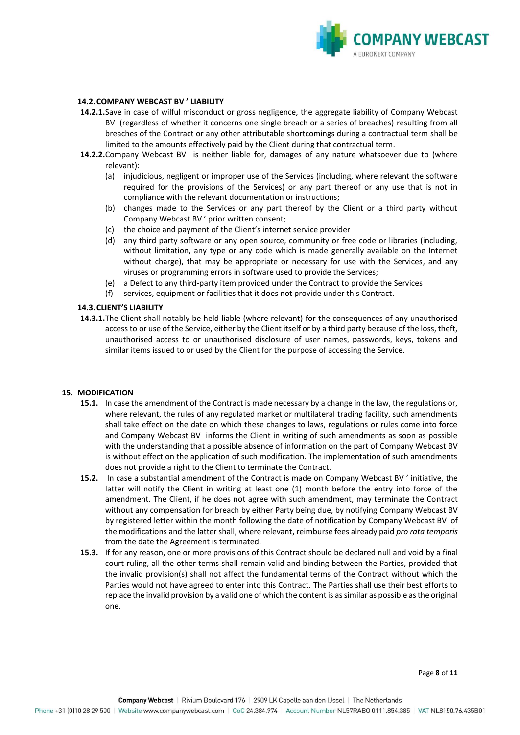### 14.2. COMPANY WEBCAST BV ' LIABILITY

**14.2.1.** Save in case of wilful misconduct or gross negligence, the aggregate liability of Company Webcast BV (regardless of whether it concerns one single breach or a series of breaches) resulting from all breaches of the Contract or any other attributable shortcomings during a contractual term shall be limited to the amounts effectively paid by the Client during that contractual term.

**14.2.2.** Company Webcast BV is neither liable for, damages of any nature whatsoever due to (where relevant):

- (a) injudicious, negligent or improper use of the Services (including, where relevant the software required for the provisions of the Services) or any part thereof or any use that is not in compliance with the relevant documentation or instructions;
- (b) changes made to the Services or any part thereof by the Client or a third party without Company Webcast BV ' prior written consent;
- (c) the choice and payment of the Client's internet service provider
- (d) any third party software or any open source, community or free code or libraries (including, without limitation, any type or any code which is made generally available on the Internet without charge), that may be appropriate or necessary for use with the Services, and any viruses or programming errors in software used to provide the Services;
- (e) a Defect to any third-party item provided under the Contract to provide the Services
- (f) services, equipment or facilities that it does not provide under this Contract.

### 14.3. CLIENT'S LIABILITY

**14.3.1.** The Client shall notably be held liable (where relevant) for the consequences of any unauthorised access to or use of the Service, either by the Client itself or by a third party because of the loss, theft, unauthorised access to or unauthorised disclosure of user names, passwords, keys, tokens and similar items issued to or used by the Client for the purpose of accessing the Service.

## 15. MODIFICATION

**15.1.** In case the amendment of the Contract is made necessary by a change in the law, the regulations or, where relevant, the rules of any regulated market or multilateral trading facility, such amendments shall take effect on the date on which these changes to laws, regulations or rules come into force and Company Webcast BV informs the Client in writing of such amendments as soon as possible with the understanding that a possible absence of information on the part of Company Webcast BV is without effect on the application of such modification. The implementation of such amendments does not provide a right to the Client to terminate the Contract.

**15.2.** In case a substantial amendment of the Contract is made on Company Webcast BV ' initiative, the latter will notify the Client in writing at least one (1) month before the entry into force of the amendment. The Client, if he does not agree with such amendment, may terminate the Contract without any compensation for breach by either Party being due, by notifying Company Webcast BV by registered letter within the month following the date of notification by Company Webcast BV of the modifications and the latter shall, where relevant, reimburse fees already paid *pro rata temporis* from the date the Agreement is terminated.

**15.3.** If for any reason, one or more provisions of this Contract should be declared null and void by a final court ruling, all the other terms shall remain valid and binding between the Parties, provided that the invalid provision(s) shall not affect the fundamental terms of the Contract without which the Parties would not have agreed to enter into this Contract. The Parties shall use their best efforts to replace the invalid provision by a valid one of which the content is as similar as possible as the original one.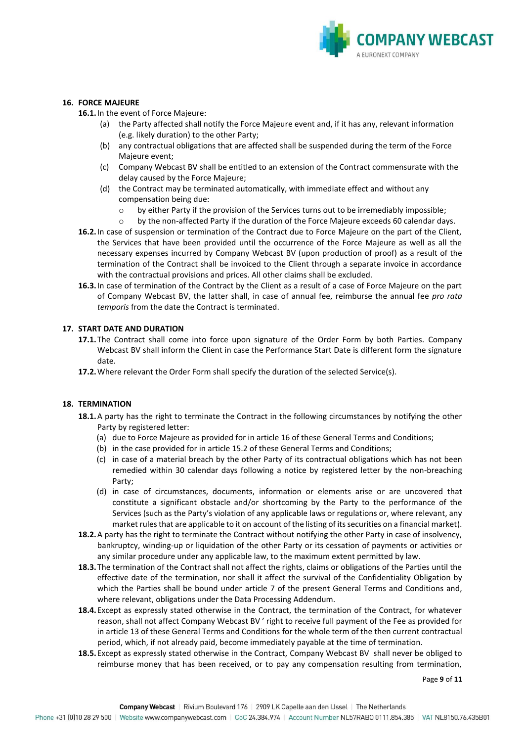## 16. FORCE MAJEURE

**16.1.** In the event of Force Majeure:

(a) the Party affected shall notify the Force Majeure event and, if it has any, relevant information (e.g. likely duration) to the other Party;

(b) any contractual obligations that are affected shall be suspended during the term of the Force Majeure event;

(c) Company Webcast BV shall be entitled to an extension of the Contract commensurate with the delay caused by the Force Majeure;

(d) the Contract may be terminated automatically, with immediate effect and without any compensation being due:

- by either Party if the provision of the Services turns out to be irremediably impossible;
- by the non-affected Party if the duration of the Force Majeure exceeds 60 calendar days.

**16.2.** In case of suspension or termination of the Contract due to Force Majeure on the part of the Client, the Services that have been provided until the occurrence of the Force Majeure as well as all the necessary expenses incurred by Company Webcast BV (upon production of proof) as a result of the termination of the Contract shall be invoiced to the Client through a separate invoice in accordance with the contractual provisions and prices. All other claims shall be excluded.

**16.3.** In case of termination of the Contract by the Client as a result of a case of Force Majeure on the part of Company Webcast BV, the latter shall, in case of annual fee, reimburse the annual fee *pro rata temporis* from the date the Contract is terminated.

## 17. START DATE AND DURATION

**17.1.** The Contract shall come into force upon signature of the Order Form by both Parties. Company Webcast BV shall inform the Client in case the Performance Start Date is different form the signature date.

**17.2.** Where relevant the Order Form shall specify the duration of the selected Service(s).

## 18. TERMINATION

**18.1.** A party has the right to terminate the Contract in the following circumstances by notifying the other Party by registered letter:

(a) due to Force Majeure as provided for in article 16 of these General Terms and Conditions;

(b) in the case provided for in article 15.2 of these General Terms and Conditions;

(c) in case of a material breach by the other Party of its contractual obligations which has not been remedied within 30 calendar days following a notice by registered letter by the non-breaching Party;

(d) in case of circumstances, documents, information or elements arise or are uncovered that constitute a significant obstacle and/or shortcoming by the Party to the performance of the Services (such as the Party's violation of any applicable laws or regulations or, where relevant, any market rules that are applicable to it on account of the listing of its securities on a financial market).

**18.2.** A party has the right to terminate the Contract without notifying the other Party in case of insolvency, bankruptcy, winding-up or liquidation of the other Party or its cessation of payments or activities or any similar procedure under any applicable law, to the maximum extent permitted by law.

**18.3.** The termination of the Contract shall not affect the rights, claims or obligations of the Parties until the effective date of the termination, nor shall it affect the survival of the Confidentiality Obligation by which the Parties shall be bound under article 7 of the present General Terms and Conditions and, where relevant, obligations under the Data Processing Addendum.

**18.4.** Except as expressly stated otherwise in the Contract, the termination of the Contract, for whatever reason, shall not affect Company Webcast BV ' right to receive full payment of the Fee as provided for in article 13 of these General Terms and Conditions for the whole term of the then current contractual period, which, if not already paid, become immediately payable at the time of termination.

**18.5.** Except as expressly stated otherwise in the Contract, Company Webcast BV shall never be obliged to reimburse money that has been received, or to pay any compensation resulting from termination,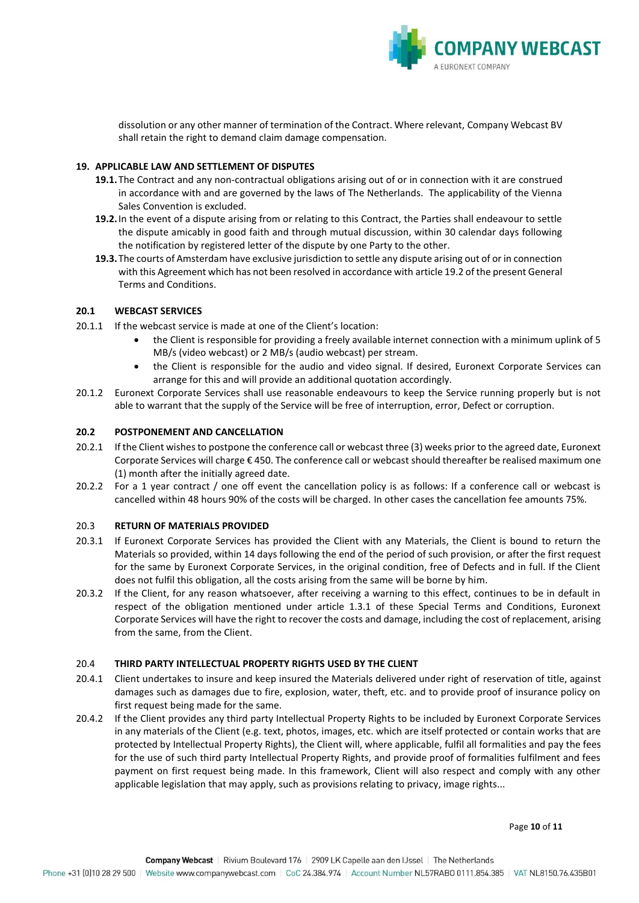dissolution or any other manner of termination of the Contract. Where relevant, Company Webcast BV shall retain the right to demand claim damage compensation.

## 19. APPLICABLE LAW AND SETTLEMENT OF DISPUTES

**19.1.** The Contract and any non-contractual obligations arising out of or in connection with it are construed in accordance with and are governed by the laws of The Netherlands. The applicability of the Vienna Sales Convention is excluded.

**19.2.** In the event of a dispute arising from or relating to this Contract, the Parties shall endeavour to settle the dispute amicably in good faith and through mutual discussion, within 30 calendar days following the notification by registered letter of the dispute by one Party to the other.

**19.3.** The courts of Amsterdam have exclusive jurisdiction to settle any dispute arising out of or in connection with this Agreement which has not been resolved in accordance with article 19.2 of the present General Terms and Conditions.

## 20.1 WEBCAST SERVICES

20.1.1 If the webcast service is made at one of the Client's location:

- the Client is responsible for providing a freely available internet connection with a minimum uplink of 5 MB/s (video webcast) or 2 MB/s (audio webcast) per stream.
- the Client is responsible for the audio and video signal. If desired, Euronext Corporate Services can arrange for this and will provide an additional quotation accordingly.

20.1.2 Euronext Corporate Services shall use reasonable endeavours to keep the Service running properly but is not able to warrant that the supply of the Service will be free of interruption, error, Defect or corruption.

## 20.2 POSTPONEMENT AND CANCELLATION

20.2.1 If the Client wishes to postpone the conference call or webcast three (3) weeks prior to the agreed date, Euronext Corporate Services will charge € 450. The conference call or webcast should thereafter be realised maximum one (1) month after the initially agreed date.

20.2.2 For a 1 year contract / one off event the cancellation policy is as follows: If a conference call or webcast is cancelled within 48 hours 90% of the costs will be charged. In other cases the cancellation fee amounts 75%.

## 20.3 RETURN OF MATERIALS PROVIDED

20.3.1 If Euronext Corporate Services has provided the Client with any Materials, the Client is bound to return the Materials so provided, within 14 days following the end of the period of such provision, or after the first request for the same by Euronext Corporate Services, in the original condition, free of Defects and in full. If the Client does not fulfil this obligation, all the costs arising from the same will be borne by him.

20.3.2 If the Client, for any reason whatsoever, after receiving a warning to this effect, continues to be in default in respect of the obligation mentioned under article 1.3.1 of these Special Terms and Conditions, Euronext Corporate Services will have the right to recover the costs and damage, including the cost of replacement, arising from the same, from the Client.

## 20.4 THIRD PARTY INTELLECTUAL PROPERTY RIGHTS USED BY THE CLIENT

20.4.1 Client undertakes to insure and keep insured the Materials delivered under right of reservation of title, against damages such as damages due to fire, explosion, water, theft, etc. and to provide proof of insurance policy on first request being made for the same.

20.4.2 If the Client provides any third party Intellectual Property Rights to be included by Euronext Corporate Services in any materials of the Client (e.g. text, photos, images, etc. which are itself protected or contain works that are protected by Intellectual Property Rights), the Client will, where applicable, fulfil all formalities and pay the fees for the use of such third party Intellectual Property Rights, and provide proof of formalities fulfilment and fees payment on first request being made. In this framework, Client will also respect and comply with any other applicable legislation that may apply, such as provisions relating to privacy, image rights...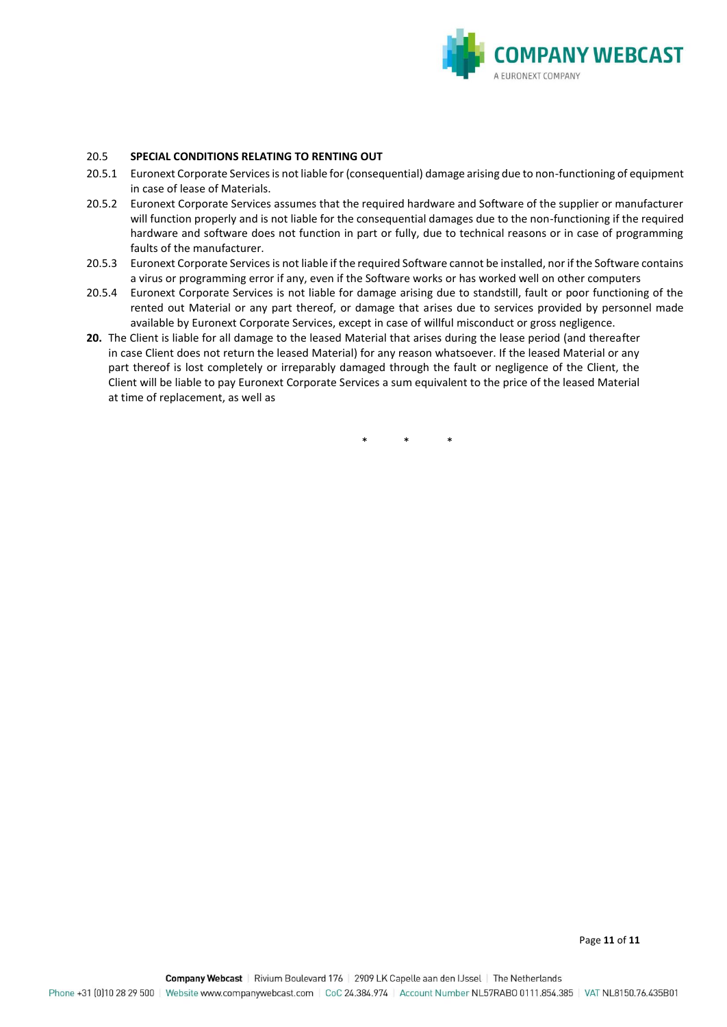### 20.5 SPECIAL CONDITIONS RELATING TO RENTING OUT

20.5.1 Euronext Corporate Services is not liable for (consequential) damage arising due to non-functioning of equipment in case of lease of Materials.

20.5.2 Euronext Corporate Services assumes that the required hardware and Software of the supplier or manufacturer will function properly and is not liable for the consequential damages due to the non-functioning if the required hardware and software does not function in part or fully, due to technical reasons or in case of programming faults of the manufacturer.

20.5.3 Euronext Corporate Services is not liable if the required Software cannot be installed, nor if the Software contains a virus or programming error if any, even if the Software works or has worked well on other computers

20.5.4 Euronext Corporate Services is not liable for damage arising due to standstill, fault or poor functioning of the rented out Material or any part thereof, or damage that arises due to services provided by personnel made available by Euronext Corporate Services, except in case of willful misconduct or gross negligence.

**20.** The Client is liable for all damage to the leased Material that arises during the lease period (and thereafter in case Client does not return the leased Material) for any reason whatsoever. If the leased Material or any part thereof is lost completely or irreparably damaged through the fault or negligence of the Client, the Client will be liable to pay Euronext Corporate Services a sum equivalent to the price of the leased Material at time of replacement, as well as

\* \* \*